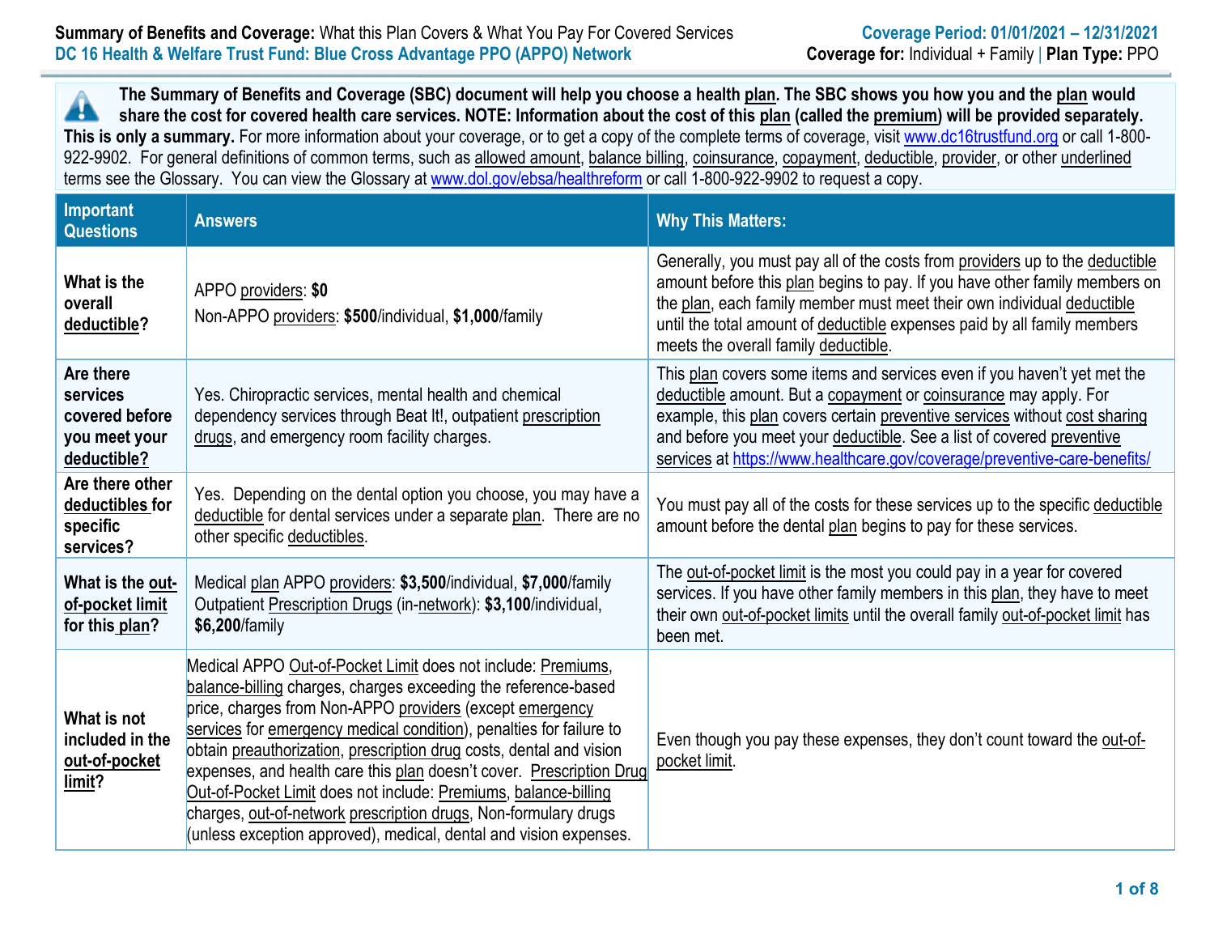**Summary of Benefits and Coverage:** What this Plan Covers & What You Pay For Covered Services
**DC 16 Health & Welfare Trust Fund: Blue Cross Advantage PPO (APPO) Network**

**Coverage Period: 01/01/2021 – 12/31/2021**
**Coverage for:** Individual + Family | **Plan Type:** PPO

**The Summary of Benefits and Coverage (SBC) document will help you choose a health plan. The SBC shows you how you and the plan would share the cost for covered health care services. NOTE: Information about the cost of this plan (called the premium) will be provided separately. This is only a summary.** For more information about your coverage, or to get a copy of the complete terms of coverage, visit www.dc16trustfund.org or call 1-800-922-9902. For general definitions of common terms, such as allowed amount, balance billing, coinsurance, copayment, deductible, provider, or other underlined terms see the Glossary. You can view the Glossary at www.dol.gov/ebsa/healthreform or call 1-800-922-9902 to request a copy.

| Important Questions | Answers | Why This Matters: |
|---|---|---|
| **What is the overall deductible?** | APPO providers: **$0**<br>Non-APPO providers: **$500**/individual, **$1,000**/family | Generally, you must pay all of the costs from providers up to the deductible amount before this plan begins to pay. If you have other family members on the plan, each family member must meet their own individual deductible until the total amount of deductible expenses paid by all family members meets the overall family deductible. |
| **Are there services covered before you meet your deductible?** | Yes. Chiropractic services, mental health and chemical dependency services through Beat It!, outpatient prescription drugs, and emergency room facility charges. | This plan covers some items and services even if you haven't yet met the deductible amount. But a copayment or coinsurance may apply. For example, this plan covers certain preventive services without cost sharing and before you meet your deductible. See a list of covered preventive services at https://www.healthcare.gov/coverage/preventive-care-benefits/ |
| **Are there other deductibles for specific services?** | Yes. Depending on the dental option you choose, you may have a deductible for dental services under a separate plan. There are no other specific deductibles. | You must pay all of the costs for these services up to the specific deductible amount before the dental plan begins to pay for these services. |
| **What is the out-of-pocket limit for this plan?** | Medical plan APPO providers: **$3,500**/individual, **$7,000**/family<br>Outpatient Prescription Drugs (in-network): **$3,100**/individual, **$6,200**/family | The out-of-pocket limit is the most you could pay in a year for covered services. If you have other family members in this plan, they have to meet their own out-of-pocket limits until the overall family out-of-pocket limit has been met. |
| **What is not included in the out-of-pocket limit?** | Medical APPO Out-of-Pocket Limit does not include: Premiums, balance-billing charges, charges exceeding the reference-based price, charges from Non-APPO providers (except emergency services for emergency medical condition), penalties for failure to obtain preauthorization, prescription drug costs, dental and vision expenses, and health care this plan doesn't cover. Prescription Drug Out-of-Pocket Limit does not include: Premiums, balance-billing charges, out-of-network prescription drugs, Non-formulary drugs (unless exception approved), medical, dental and vision expenses. | Even though you pay these expenses, they don't count toward the out-of-pocket limit. |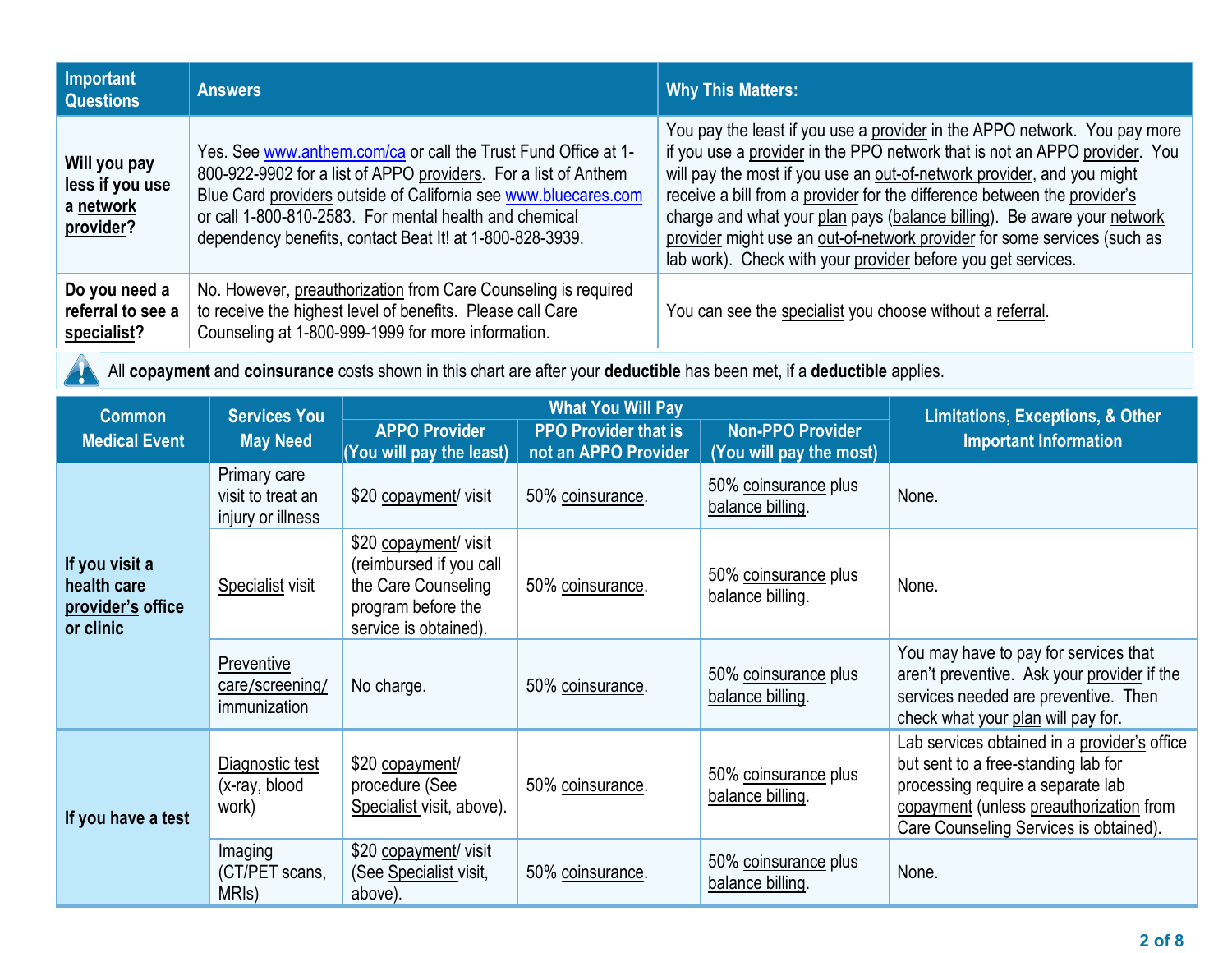| Important Questions | Answers | Why This Matters: |
| --- | --- | --- |
| **Will you pay less if you use a network provider?** | Yes. See www.anthem.com/ca or call the Trust Fund Office at 1-800-922-9902 for a list of APPO providers. For a list of Anthem Blue Card providers outside of California see www.bluecares.com or call 1-800-810-2583. For mental health and chemical dependency benefits, contact Beat It! at 1-800-828-3939. | You pay the least if you use a provider in the APPO network. You pay more if you use a provider in the PPO network that is not an APPO provider. You will pay the most if you use an out-of-network provider, and you might receive a bill from a provider for the difference between the provider's charge and what your plan pays (balance billing). Be aware your network provider might use an out-of-network provider for some services (such as lab work). Check with your provider before you get services. |
| **Do you need a referral to see a specialist?** | No. However, preauthorization from Care Counseling is required to receive the highest level of benefits. Please call Care Counseling at 1-800-999-1999 for more information. | You can see the specialist you choose without a referral. |

All **copayment** and **coinsurance** costs shown in this chart are after your **deductible** has been met, if a **deductible** applies.

| Common Medical Event | Services You May Need | What You Will Pay | | | Limitations, Exceptions, & Other Important Information |
| --- | --- | --- | --- | --- | --- |
| | | APPO Provider (You will pay the least) | PPO Provider that is not an APPO Provider | Non-PPO Provider (You will pay the most) | |
| **If you visit a health care provider's office or clinic** | Primary care visit to treat an injury or illness | $20 copayment/ visit | 50% coinsurance. | 50% coinsurance plus balance billing. | None. |
| | Specialist visit | $20 copayment/ visit (reimbursed if you call the Care Counseling program before the service is obtained). | 50% coinsurance. | 50% coinsurance plus balance billing. | None. |
| | Preventive care/screening/ immunization | No charge. | 50% coinsurance. | 50% coinsurance plus balance billing. | You may have to pay for services that aren't preventive. Ask your provider if the services needed are preventive. Then check what your plan will pay for. |
| **If you have a test** | Diagnostic test (x-ray, blood work) | $20 copayment/ procedure (See Specialist visit, above). | 50% coinsurance. | 50% coinsurance plus balance billing. | Lab services obtained in a provider's office but sent to a free-standing lab for processing require a separate lab copayment (unless preauthorization from Care Counseling Services is obtained). |
| | Imaging (CT/PET scans, MRIs) | $20 copayment/ visit (See Specialist visit, above). | 50% coinsurance. | 50% coinsurance plus balance billing. | None. |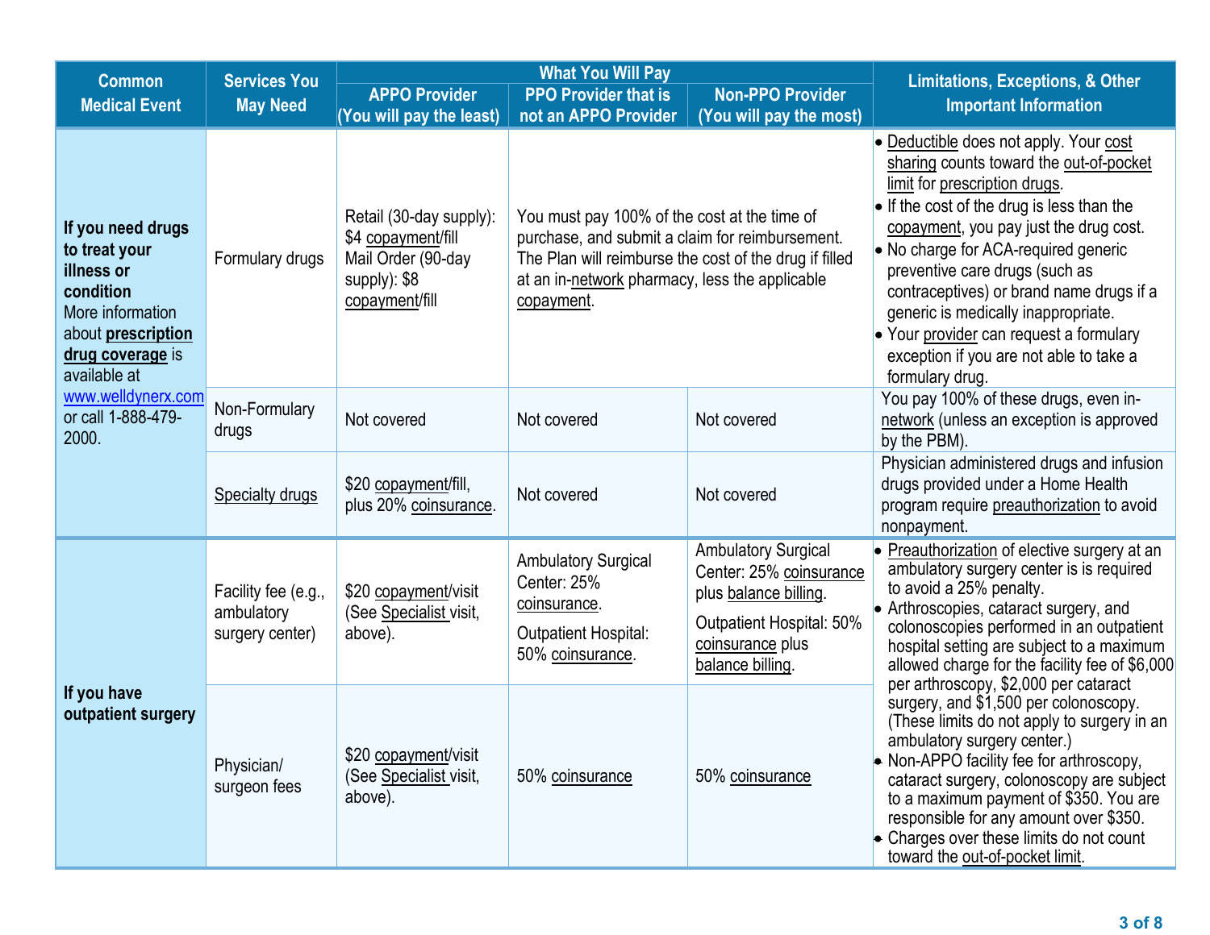| Common Medical Event | Services You May Need | What You Will Pay | | | Limitations, Exceptions, & Other Important Information |
|---|---|---|---|---|---|
| | | APPO Provider (You will pay the least) | PPO Provider that is not an APPO Provider | Non-PPO Provider (You will pay the most) | |
| **If you need drugs to treat your illness or condition** More information about **prescription drug coverage** is available at www.welldynerx.com or call 1-888-479-2000. | Formulary drugs | Retail (30-day supply): $4 copayment/fill Mail Order (90-day supply): $8 copayment/fill | You must pay 100% of the cost at the time of purchase, and submit a claim for reimbursement. The Plan will reimburse the cost of the drug if filled at an in-network pharmacy, less the applicable copayment. | | • Deductible does not apply. Your cost sharing counts toward the out-of-pocket limit for prescription drugs.<br>• If the cost of the drug is less than the copayment, you pay just the drug cost.<br>• No charge for ACA-required generic preventive care drugs (such as contraceptives) or brand name drugs if a generic is medically inappropriate.<br>• Your provider can request a formulary exception if you are not able to take a formulary drug. |
| | Non-Formulary drugs | Not covered | Not covered | Not covered | You pay 100% of these drugs, even in-network (unless an exception is approved by the PBM). |
| | Specialty drugs | $20 copayment/fill, plus 20% coinsurance. | Not covered | Not covered | Physician administered drugs and infusion drugs provided under a Home Health program require preauthorization to avoid nonpayment. |
| **If you have outpatient surgery** | Facility fee (e.g., ambulatory surgery center) | $20 copayment/visit (See Specialist visit, above). | Ambulatory Surgical Center: 25% coinsurance.<br>Outpatient Hospital: 50% coinsurance. | Ambulatory Surgical Center: 25% coinsurance plus balance billing.<br>Outpatient Hospital: 50% coinsurance plus balance billing. | • Preauthorization of elective surgery at an ambulatory surgery center is is required to avoid a 25% penalty.<br>• Arthroscopies, cataract surgery, and colonoscopies performed in an outpatient hospital setting are subject to a maximum allowed charge for the facility fee of $6,000 per arthroscopy, $2,000 per cataract surgery, and $1,500 per colonoscopy. (These limits do not apply to surgery in an ambulatory surgery center.)<br>• Non-APPO facility fee for arthroscopy, cataract surgery, colonoscopy are subject to a maximum payment of $350. You are responsible for any amount over $350.<br>• Charges over these limits do not count toward the out-of-pocket limit. |
| | Physician/ surgeon fees | $20 copayment/visit (See Specialist visit, above). | 50% coinsurance | 50% coinsurance | |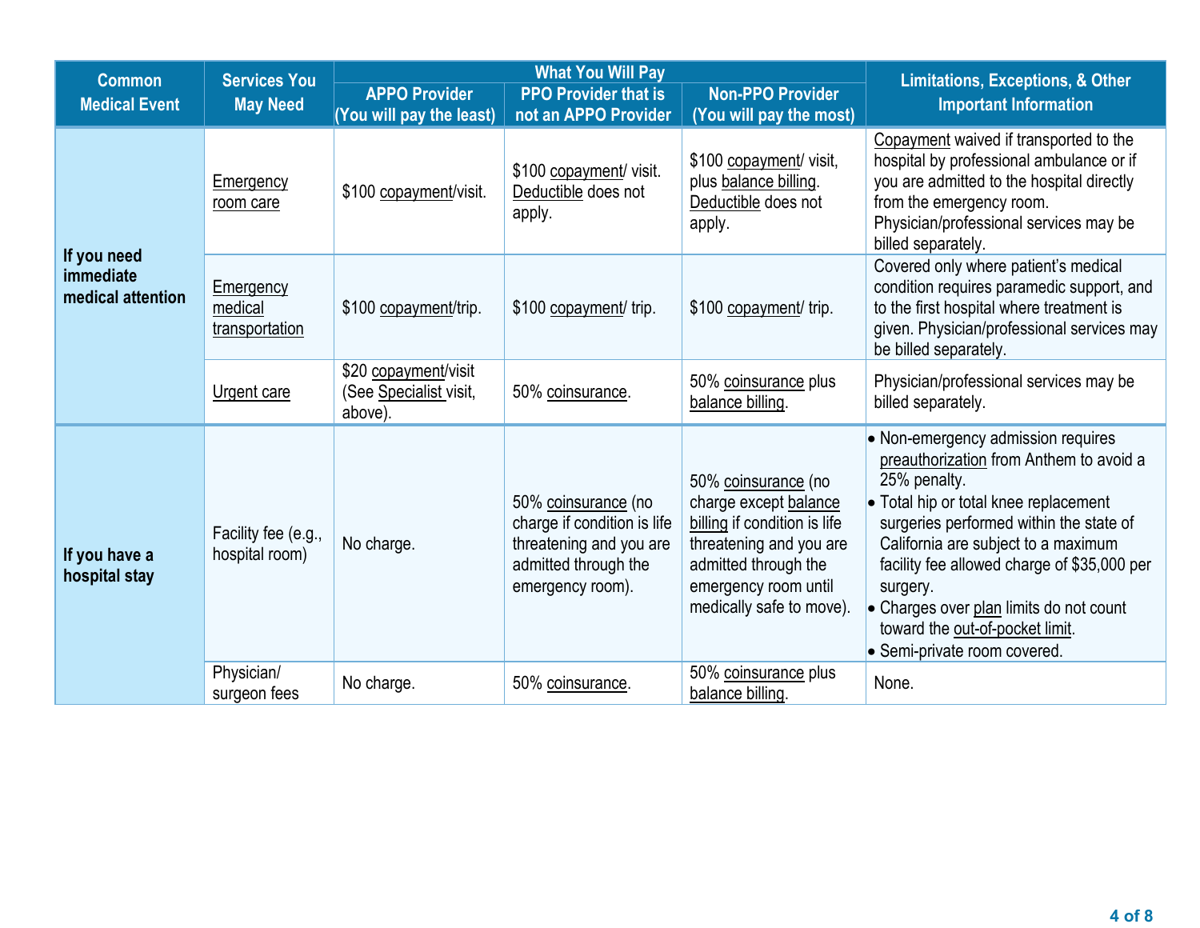| Common Medical Event | Services You May Need | What You Will Pay | | | Limitations, Exceptions, & Other Important Information |
|---|---|---|---|---|---|
| | | APPO Provider (You will pay the least) | PPO Provider that is not an APPO Provider | Non-PPO Provider (You will pay the most) | |
| **If you need immediate medical attention** | Emergency room care | $100 copayment/visit. | $100 copayment/ visit. Deductible does not apply. | $100 copayment/ visit, plus balance billing. Deductible does not apply. | Copayment waived if transported to the hospital by professional ambulance or if you are admitted to the hospital directly from the emergency room. Physician/professional services may be billed separately. |
| | Emergency medical transportation | $100 copayment/trip. | $100 copayment/ trip. | $100 copayment/ trip. | Covered only where patient's medical condition requires paramedic support, and to the first hospital where treatment is given. Physician/professional services may be billed separately. |
| | Urgent care | $20 copayment/visit (See Specialist visit, above). | 50% coinsurance. | 50% coinsurance plus balance billing. | Physician/professional services may be billed separately. |
| **If you have a hospital stay** | Facility fee (e.g., hospital room) | No charge. | 50% coinsurance (no charge if condition is life threatening and you are admitted through the emergency room). | 50% coinsurance (no charge except balance billing if condition is life threatening and you are admitted through the emergency room until medically safe to move). | • Non-emergency admission requires preauthorization from Anthem to avoid a 25% penalty.<br>• Total hip or total knee replacement surgeries performed within the state of California are subject to a maximum facility fee allowed charge of $35,000 per surgery.<br>• Charges over plan limits do not count toward the out-of-pocket limit.<br>• Semi-private room covered. |
| | Physician/ surgeon fees | No charge. | 50% coinsurance. | 50% coinsurance plus balance billing. | None. |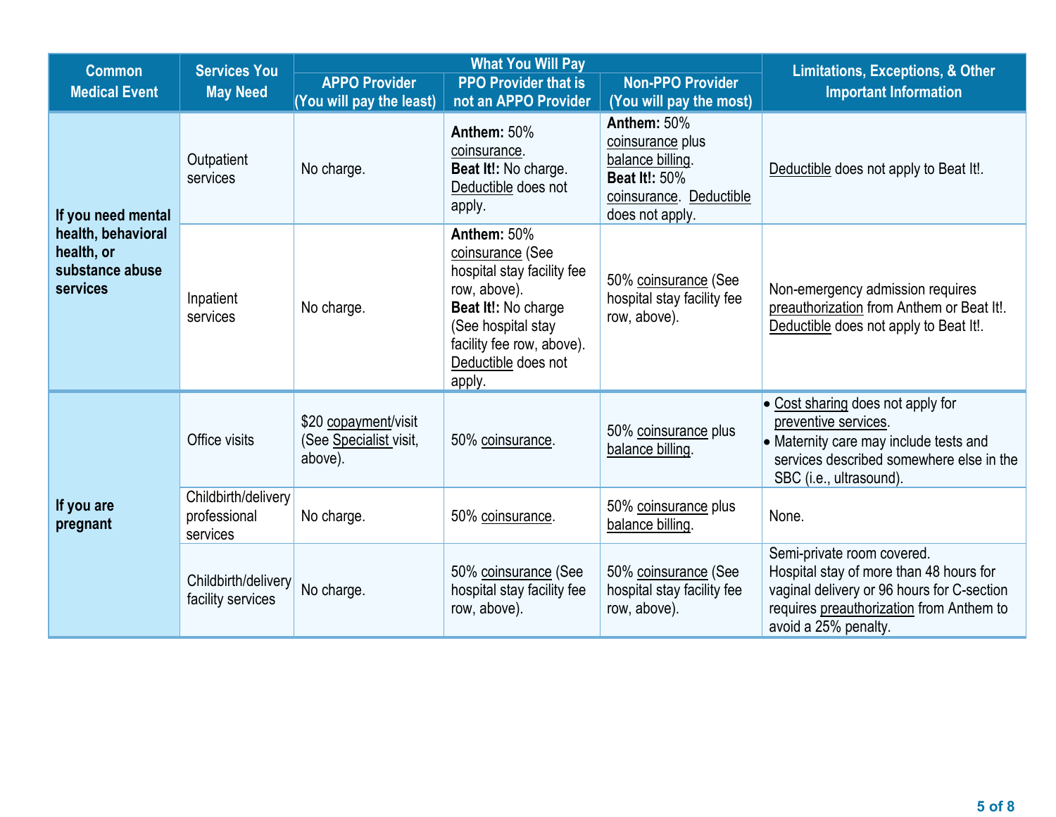| Common Medical Event | Services You May Need | What You Will Pay | | | Limitations, Exceptions, & Other Important Information |
|---|---|---|---|---|---|
| | | APPO Provider (You will pay the least) | PPO Provider that is not an APPO Provider | Non-PPO Provider (You will pay the most) | |
| If you need mental health, behavioral health, or substance abuse services | Outpatient services | No charge. | **Anthem:** 50% coinsurance. **Beat It!:** No charge. Deductible does not apply. | **Anthem:** 50% coinsurance plus balance billing. **Beat It!:** 50% coinsurance. Deductible does not apply. | Deductible does not apply to Beat It!. |
| | Inpatient services | No charge. | **Anthem:** 50% coinsurance (See hospital stay facility fee row, above). **Beat It!:** No charge (See hospital stay facility fee row, above). Deductible does not apply. | 50% coinsurance (See hospital stay facility fee row, above). | Non-emergency admission requires preauthorization from Anthem or Beat It!. Deductible does not apply to Beat It!. |
| If you are pregnant | Office visits | $20 copayment/visit (See Specialist visit, above). | 50% coinsurance. | 50% coinsurance plus balance billing. | • Cost sharing does not apply for preventive services.<br>• Maternity care may include tests and services described somewhere else in the SBC (i.e., ultrasound). |
| | Childbirth/delivery professional services | No charge. | 50% coinsurance. | 50% coinsurance plus balance billing. | None. |
| | Childbirth/delivery facility services | No charge. | 50% coinsurance (See hospital stay facility fee row, above). | 50% coinsurance (See hospital stay facility fee row, above). | Semi-private room covered. Hospital stay of more than 48 hours for vaginal delivery or 96 hours for C-section requires preauthorization from Anthem to avoid a 25% penalty. |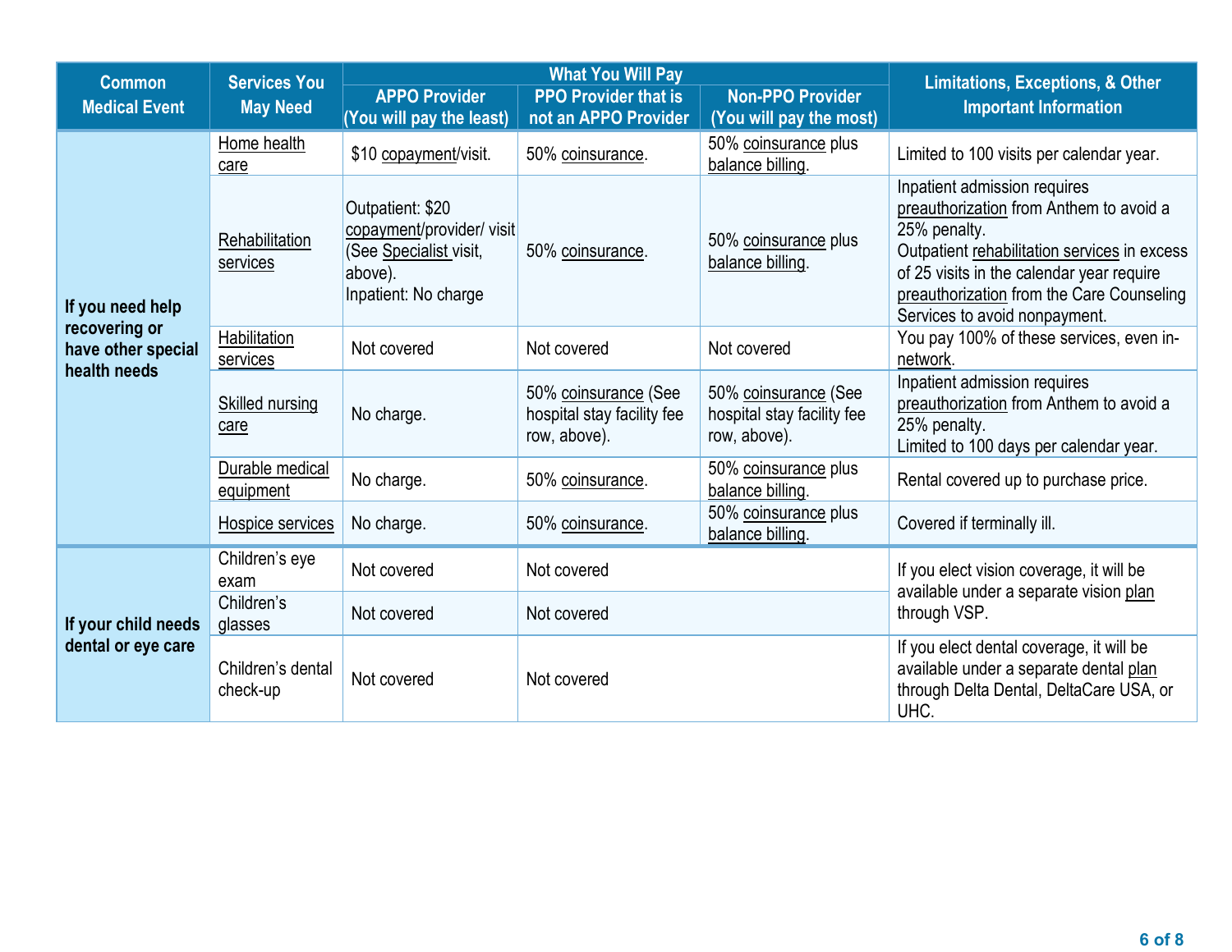| Common Medical Event | Services You May Need | What You Will Pay | | | Limitations, Exceptions, & Other Important Information |
|---|---|---|---|---|---|
| | | APPO Provider (You will pay the least) | PPO Provider that is not an APPO Provider | Non-PPO Provider (You will pay the most) | |
| If you need help recovering or have other special health needs | Home health care | $10 copayment/visit. | 50% coinsurance. | 50% coinsurance plus balance billing. | Limited to 100 visits per calendar year. |
| | Rehabilitation services | Outpatient: $20 copayment/provider/ visit (See Specialist visit, above). Inpatient: No charge | 50% coinsurance. | 50% coinsurance plus balance billing. | Inpatient admission requires preauthorization from Anthem to avoid a 25% penalty. Outpatient rehabilitation services in excess of 25 visits in the calendar year require preauthorization from the Care Counseling Services to avoid nonpayment. |
| | Habilitation services | Not covered | Not covered | Not covered | You pay 100% of these services, even in-network. |
| | Skilled nursing care | No charge. | 50% coinsurance (See hospital stay facility fee row, above). | 50% coinsurance (See hospital stay facility fee row, above). | Inpatient admission requires preauthorization from Anthem to avoid a 25% penalty. Limited to 100 days per calendar year. |
| | Durable medical equipment | No charge. | 50% coinsurance. | 50% coinsurance plus balance billing. | Rental covered up to purchase price. |
| | Hospice services | No charge. | 50% coinsurance. | 50% coinsurance plus balance billing. | Covered if terminally ill. |
| If your child needs dental or eye care | Children's eye exam | Not covered | Not covered | | If you elect vision coverage, it will be available under a separate vision plan through VSP. |
| | Children's glasses | Not covered | Not covered | | |
| | Children's dental check-up | Not covered | Not covered | | If you elect dental coverage, it will be available under a separate dental plan through Delta Dental, DeltaCare USA, or UHC. |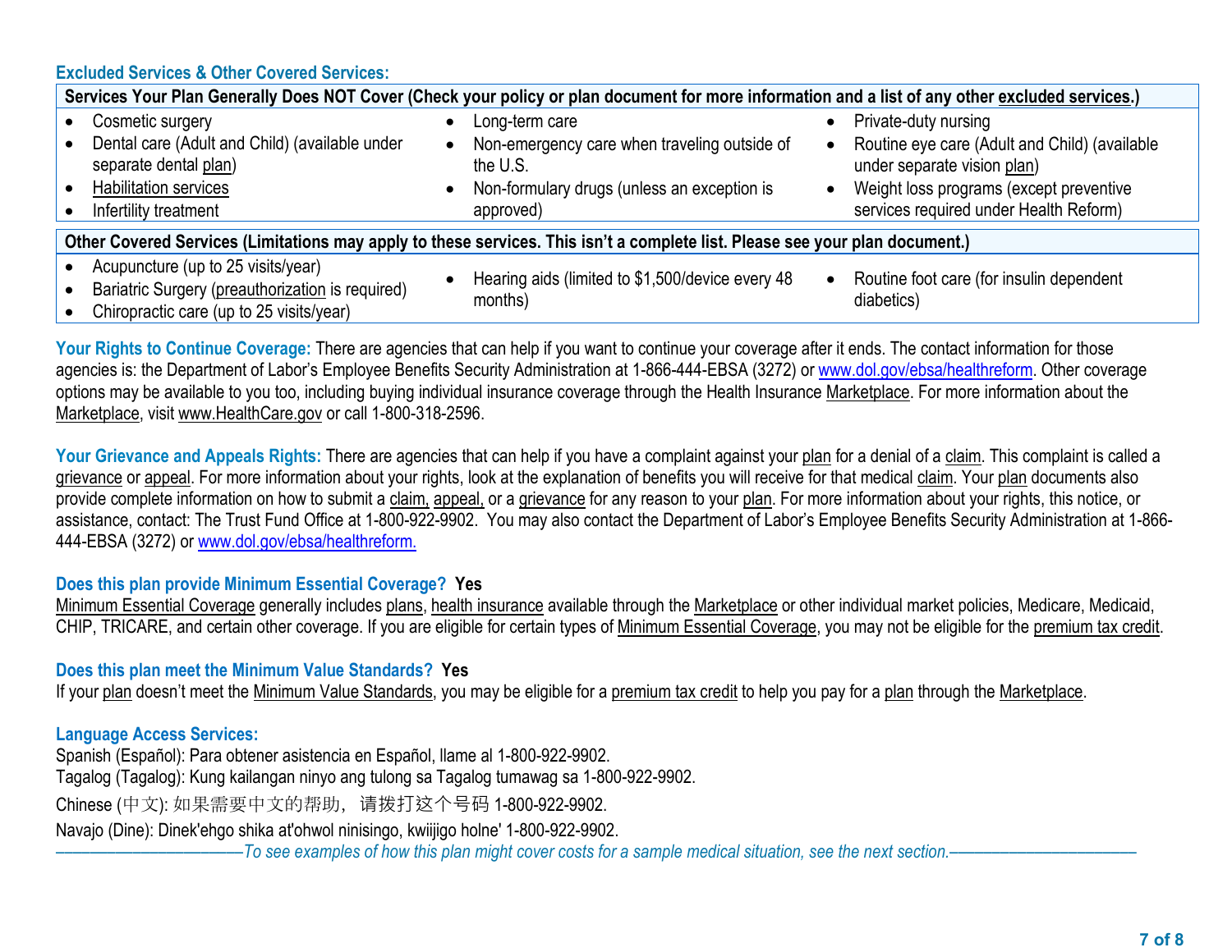### Excluded Services & Other Covered Services:

| Services Your Plan Generally Does NOT Cover (Check your policy or plan document for more information and a list of any other excluded services.) | | |
|---|---|---|
| • Cosmetic surgery<br>• Dental care (Adult and Child) (available under separate dental plan)<br>• Habilitation services<br>• Infertility treatment | • Long-term care<br>• Non-emergency care when traveling outside of the U.S.<br>• Non-formulary drugs (unless an exception is approved) | • Private-duty nursing<br>• Routine eye care (Adult and Child) (available under separate vision plan)<br>• Weight loss programs (except preventive services required under Health Reform) |

| Other Covered Services (Limitations may apply to these services. This isn't a complete list. Please see your plan document.) | | |
|---|---|---|
| • Acupuncture (up to 25 visits/year)<br>• Bariatric Surgery (preauthorization is required)<br>• Chiropractic care (up to 25 visits/year) | • Hearing aids (limited to $1,500/device every 48 months) | • Routine foot care (for insulin dependent diabetics) |

**Your Rights to Continue Coverage:** There are agencies that can help if you want to continue your coverage after it ends. The contact information for those agencies is: the Department of Labor's Employee Benefits Security Administration at 1-866-444-EBSA (3272) or www.dol.gov/ebsa/healthreform. Other coverage options may be available to you too, including buying individual insurance coverage through the Health Insurance Marketplace. For more information about the Marketplace, visit www.HealthCare.gov or call 1-800-318-2596.

**Your Grievance and Appeals Rights:** There are agencies that can help if you have a complaint against your plan for a denial of a claim. This complaint is called a grievance or appeal. For more information about your rights, look at the explanation of benefits you will receive for that medical claim. Your plan documents also provide complete information on how to submit a claim, appeal, or a grievance for any reason to your plan. For more information about your rights, this notice, or assistance, contact: The Trust Fund Office at 1-800-922-9902. You may also contact the Department of Labor's Employee Benefits Security Administration at 1-866-444-EBSA (3272) or www.dol.gov/ebsa/healthreform.

**Does this plan provide Minimum Essential Coverage? Yes**

Minimum Essential Coverage generally includes plans, health insurance available through the Marketplace or other individual market policies, Medicare, Medicaid, CHIP, TRICARE, and certain other coverage. If you are eligible for certain types of Minimum Essential Coverage, you may not be eligible for the premium tax credit.

**Does this plan meet the Minimum Value Standards? Yes**

If your plan doesn't meet the Minimum Value Standards, you may be eligible for a premium tax credit to help you pay for a plan through the Marketplace.

**Language Access Services:**

Spanish (Español): Para obtener asistencia en Español, llame al 1-800-922-9902.
Tagalog (Tagalog): Kung kailangan ninyo ang tulong sa Tagalog tumawag sa 1-800-922-9902.
Chinese (中文): 如果需要中文的帮助，请拨打这个号码 1-800-922-9902.
Navajo (Dine): Dinek'ehgo shika at'ohwol ninisingo, kwiijigo holne' 1-800-922-9902.

*——————————To see examples of how this plan might cover costs for a sample medical situation, see the next section.——————————*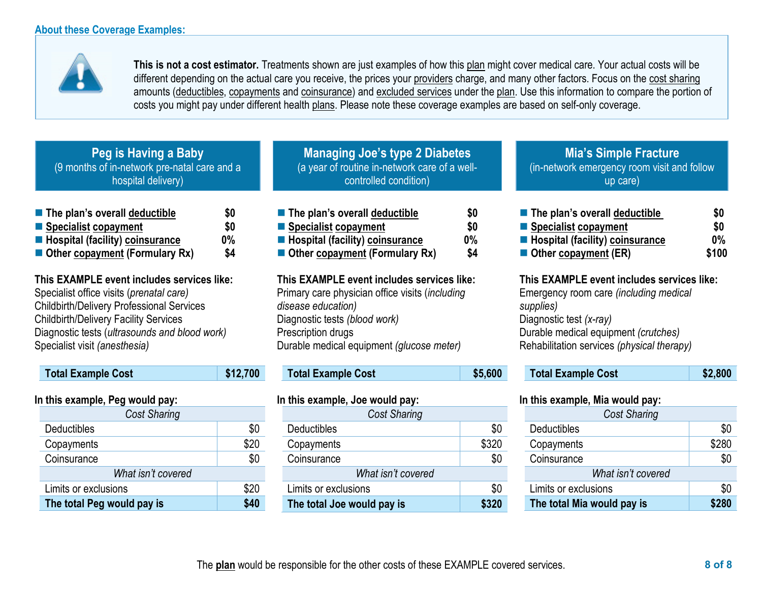### About these Coverage Examples:

**This is not a cost estimator.** Treatments shown are just examples of how this plan might cover medical care. Your actual costs will be different depending on the actual care you receive, the prices your providers charge, and many other factors. Focus on the cost sharing amounts (deductibles, copayments and coinsurance) and excluded services under the plan. Use this information to compare the portion of costs you might pay under different health plans. Please note these coverage examples are based on self-only coverage.

## Peg is Having a Baby

(9 months of in-network pre-natal care and a hospital delivery)

- **The plan's overall deductible** **$0**
- **Specialist copayment** **$0**
- **Hospital (facility) coinsurance** **0%**
- **Other copayment (Formulary Rx)** **$4**

**This EXAMPLE event includes services like:**
Specialist office visits (*prenatal care)*
Childbirth/Delivery Professional Services
Childbirth/Delivery Facility Services
Diagnostic tests (*ultrasounds and blood work)*
Specialist visit *(anesthesia)*

| **Total Example Cost** | **$12,700** |
|---|---|

**In this example, Peg would pay:**

| *Cost Sharing* | |
|---|---|
| Deductibles | $0 |
| Copayments | $20 |
| Coinsurance | $0 |
| *What isn't covered* | |
| Limits or exclusions | $20 |
| **The total Peg would pay is** | **$40** |

## Managing Joe's type 2 Diabetes

(a year of routine in-network care of a well-controlled condition)

- **The plan's overall deductible** **$0**
- **Specialist copayment** **$0**
- **Hospital (facility) coinsurance** **0%**
- **Other copayment (Formulary Rx)** **$4**

**This EXAMPLE event includes services like:**
Primary care physician office visits (*including disease education)*
Diagnostic tests *(blood work)*
Prescription drugs
Durable medical equipment *(glucose meter)*

| **Total Example Cost** | **$5,600** |
|---|---|

**In this example, Joe would pay:**

| *Cost Sharing* | |
|---|---|
| Deductibles | $0 |
| Copayments | $320 |
| Coinsurance | $0 |
| *What isn't covered* | |
| Limits or exclusions | $0 |
| **The total Joe would pay is** | **$320** |

## Mia's Simple Fracture

(in-network emergency room visit and follow up care)

- **The plan's overall deductible** **$0**
- **Specialist copayment** **$0**
- **Hospital (facility) coinsurance** **0%**
- **Other copayment (ER)** **$100**

**This EXAMPLE event includes services like:**
Emergency room care *(including medical supplies)*
Diagnostic test *(x-ray)*
Durable medical equipment *(crutches)*
Rehabilitation services *(physical therapy)*

| **Total Example Cost** | **$2,800** |
|---|---|

**In this example, Mia would pay:**

| *Cost Sharing* | |
|---|---|
| Deductibles | $0 |
| Copayments | $280 |
| Coinsurance | $0 |
| *What isn't covered* | |
| Limits or exclusions | $0 |
| **The total Mia would pay is** | **$280** |

The **plan** would be responsible for the other costs of these EXAMPLE covered services.